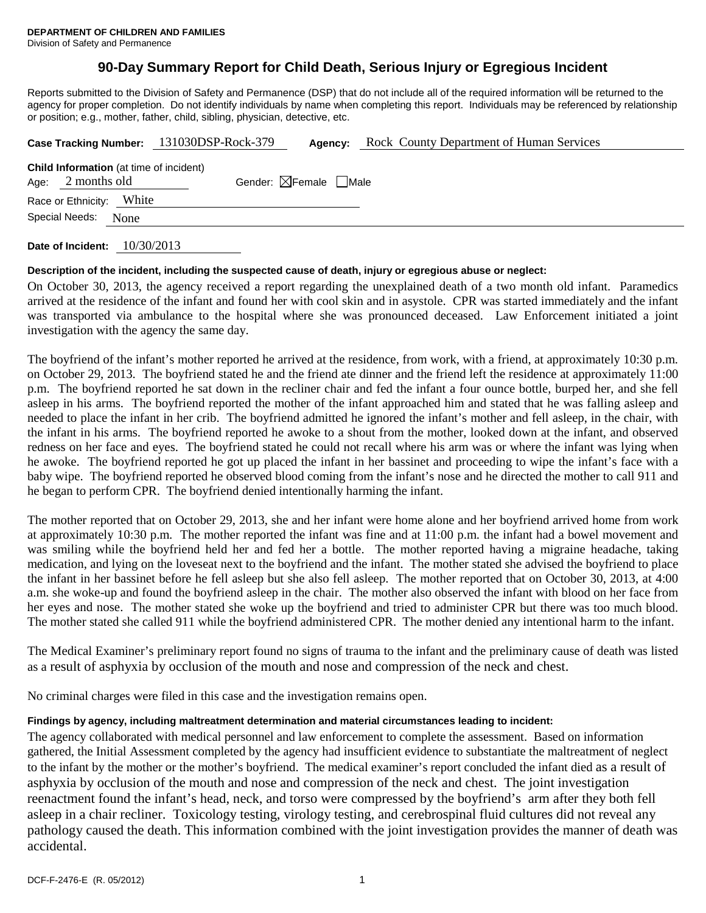**DEPARTMENT OF CHILDREN AND FAMILIES**
Division of Safety and Permanence

# 90-Day Summary Report for Child Death, Serious Injury or Egregious Incident

Reports submitted to the Division of Safety and Permanence (DSP) that do not include all of the required information will be returned to the agency for proper completion. Do not identify individuals by name when completing this report. Individuals may be referenced by relationship or position; e.g., mother, father, child, sibling, physician, detective, etc.

**Case Tracking Number:** 131030DSP-Rock-379 **Agency:** Rock County Department of Human Services

**Child Information** (at time of incident)
Age: 2 months old Gender: ☒Female ☐Male
Race or Ethnicity: White
Special Needs: None

**Date of Incident:** 10/30/2013

**Description of the incident, including the suspected cause of death, injury or egregious abuse or neglect:**

On October 30, 2013, the agency received a report regarding the unexplained death of a two month old infant. Paramedics arrived at the residence of the infant and found her with cool skin and in asystole. CPR was started immediately and the infant was transported via ambulance to the hospital where she was pronounced deceased. Law Enforcement initiated a joint investigation with the agency the same day.

The boyfriend of the infant's mother reported he arrived at the residence, from work, with a friend, at approximately 10:30 p.m. on October 29, 2013. The boyfriend stated he and the friend ate dinner and the friend left the residence at approximately 11:00 p.m. The boyfriend reported he sat down in the recliner chair and fed the infant a four ounce bottle, burped her, and she fell asleep in his arms. The boyfriend reported the mother of the infant approached him and stated that he was falling asleep and needed to place the infant in her crib. The boyfriend admitted he ignored the infant's mother and fell asleep, in the chair, with the infant in his arms. The boyfriend reported he awoke to a shout from the mother, looked down at the infant, and observed redness on her face and eyes. The boyfriend stated he could not recall where his arm was or where the infant was lying when he awoke. The boyfriend reported he got up placed the infant in her bassinet and proceeding to wipe the infant's face with a baby wipe. The boyfriend reported he observed blood coming from the infant's nose and he directed the mother to call 911 and he began to perform CPR. The boyfriend denied intentionally harming the infant.

The mother reported that on October 29, 2013, she and her infant were home alone and her boyfriend arrived home from work at approximately 10:30 p.m. The mother reported the infant was fine and at 11:00 p.m. the infant had a bowel movement and was smiling while the boyfriend held her and fed her a bottle. The mother reported having a migraine headache, taking medication, and lying on the loveseat next to the boyfriend and the infant. The mother stated she advised the boyfriend to place the infant in her bassinet before he fell asleep but she also fell asleep. The mother reported that on October 30, 2013, at 4:00 a.m. she woke-up and found the boyfriend asleep in the chair. The mother also observed the infant with blood on her face from her eyes and nose. The mother stated she woke up the boyfriend and tried to administer CPR but there was too much blood. The mother stated she called 911 while the boyfriend administered CPR. The mother denied any intentional harm to the infant.

The Medical Examiner's preliminary report found no signs of trauma to the infant and the preliminary cause of death was listed as a result of asphyxia by occlusion of the mouth and nose and compression of the neck and chest.

No criminal charges were filed in this case and the investigation remains open.

**Findings by agency, including maltreatment determination and material circumstances leading to incident:**

The agency collaborated with medical personnel and law enforcement to complete the assessment. Based on information gathered, the Initial Assessment completed by the agency had insufficient evidence to substantiate the maltreatment of neglect to the infant by the mother or the mother's boyfriend. The medical examiner's report concluded the infant died as a result of asphyxia by occlusion of the mouth and nose and compression of the neck and chest. The joint investigation reenactment found the infant's head, neck, and torso were compressed by the boyfriend's arm after they both fell asleep in a chair recliner. Toxicology testing, virology testing, and cerebrospinal fluid cultures did not reveal any pathology caused the death. This information combined with the joint investigation provides the manner of death was accidental.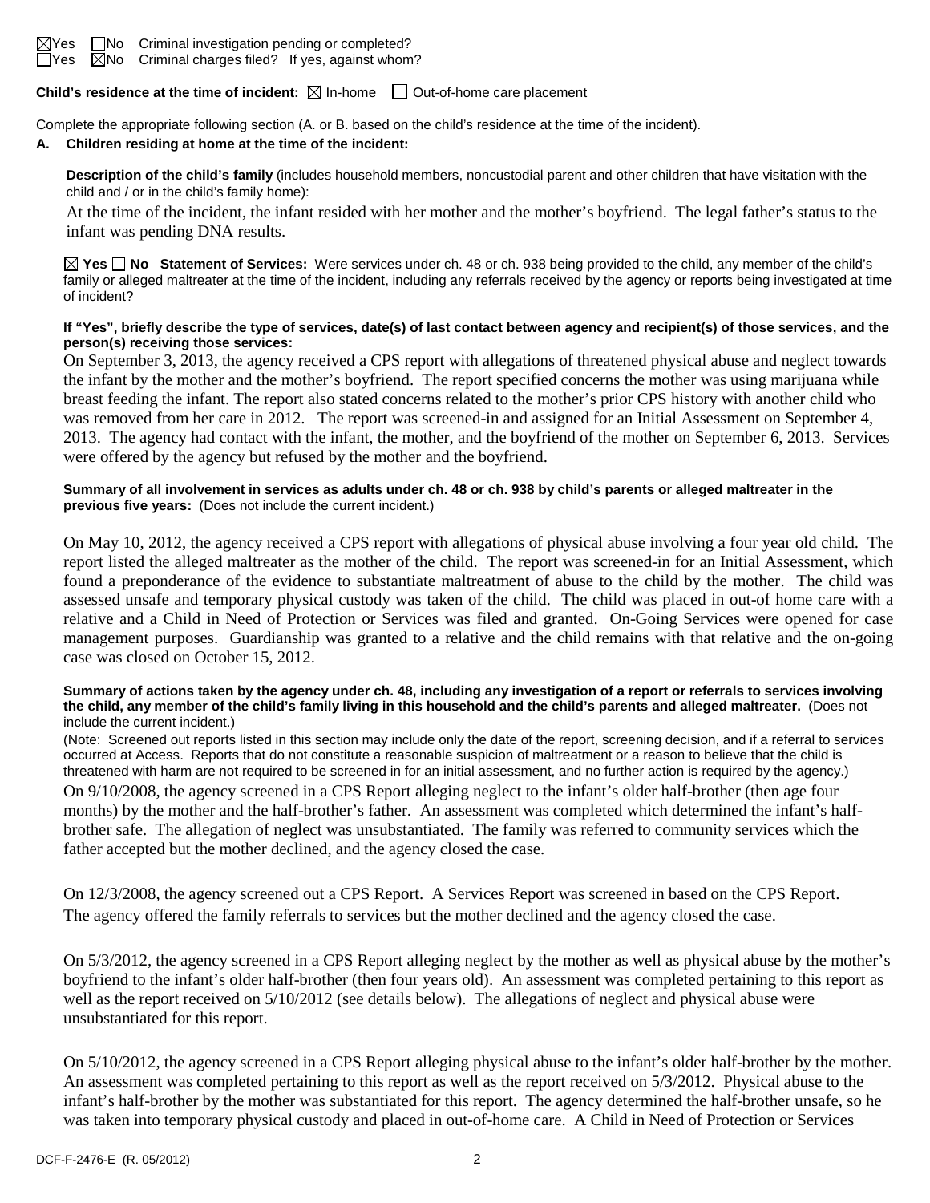☒Yes ☐No Criminal investigation pending or completed?
☐Yes ☒No Criminal charges filed? If yes, against whom?

**Child's residence at the time of incident:** ☒ In-home ☐ Out-of-home care placement

Complete the appropriate following section (A. or B. based on the child's residence at the time of the incident).

**A. Children residing at home at the time of the incident:**

**Description of the child's family** (includes household members, noncustodial parent and other children that have visitation with the child and / or in the child's family home):

At the time of the incident, the infant resided with her mother and the mother's boyfriend. The legal father's status to the infant was pending DNA results.

☒ **Yes** ☐ **No Statement of Services:** Were services under ch. 48 or ch. 938 being provided to the child, any member of the child's family or alleged maltreater at the time of the incident, including any referrals received by the agency or reports being investigated at time of incident?

**If "Yes", briefly describe the type of services, date(s) of last contact between agency and recipient(s) of those services, and the person(s) receiving those services:**

On September 3, 2013, the agency received a CPS report with allegations of threatened physical abuse and neglect towards the infant by the mother and the mother's boyfriend. The report specified concerns the mother was using marijuana while breast feeding the infant. The report also stated concerns related to the mother's prior CPS history with another child who was removed from her care in 2012. The report was screened-in and assigned for an Initial Assessment on September 4, 2013. The agency had contact with the infant, the mother, and the boyfriend of the mother on September 6, 2013. Services were offered by the agency but refused by the mother and the boyfriend.

**Summary of all involvement in services as adults under ch. 48 or ch. 938 by child's parents or alleged maltreater in the previous five years:** (Does not include the current incident.)

On May 10, 2012, the agency received a CPS report with allegations of physical abuse involving a four year old child. The report listed the alleged maltreater as the mother of the child. The report was screened-in for an Initial Assessment, which found a preponderance of the evidence to substantiate maltreatment of abuse to the child by the mother. The child was assessed unsafe and temporary physical custody was taken of the child. The child was placed in out-of home care with a relative and a Child in Need of Protection or Services was filed and granted. On-Going Services were opened for case management purposes. Guardianship was granted to a relative and the child remains with that relative and the on-going case was closed on October 15, 2012.

**Summary of actions taken by the agency under ch. 48, including any investigation of a report or referrals to services involving the child, any member of the child's family living in this household and the child's parents and alleged maltreater.** (Does not include the current incident.)

(Note: Screened out reports listed in this section may include only the date of the report, screening decision, and if a referral to services occurred at Access. Reports that do not constitute a reasonable suspicion of maltreatment or a reason to believe that the child is threatened with harm are not required to be screened in for an initial assessment, and no further action is required by the agency.)

On 9/10/2008, the agency screened in a CPS Report alleging neglect to the infant's older half-brother (then age four months) by the mother and the half-brother's father. An assessment was completed which determined the infant's half-brother safe. The allegation of neglect was unsubstantiated. The family was referred to community services which the father accepted but the mother declined, and the agency closed the case.

On 12/3/2008, the agency screened out a CPS Report. A Services Report was screened in based on the CPS Report. The agency offered the family referrals to services but the mother declined and the agency closed the case.

On 5/3/2012, the agency screened in a CPS Report alleging neglect by the mother as well as physical abuse by the mother's boyfriend to the infant's older half-brother (then four years old). An assessment was completed pertaining to this report as well as the report received on 5/10/2012 (see details below). The allegations of neglect and physical abuse were unsubstantiated for this report.

On 5/10/2012, the agency screened in a CPS Report alleging physical abuse to the infant's older half-brother by the mother. An assessment was completed pertaining to this report as well as the report received on 5/3/2012. Physical abuse to the infant's half-brother by the mother was substantiated for this report. The agency determined the half-brother unsafe, so he was taken into temporary physical custody and placed in out-of-home care. A Child in Need of Protection or Services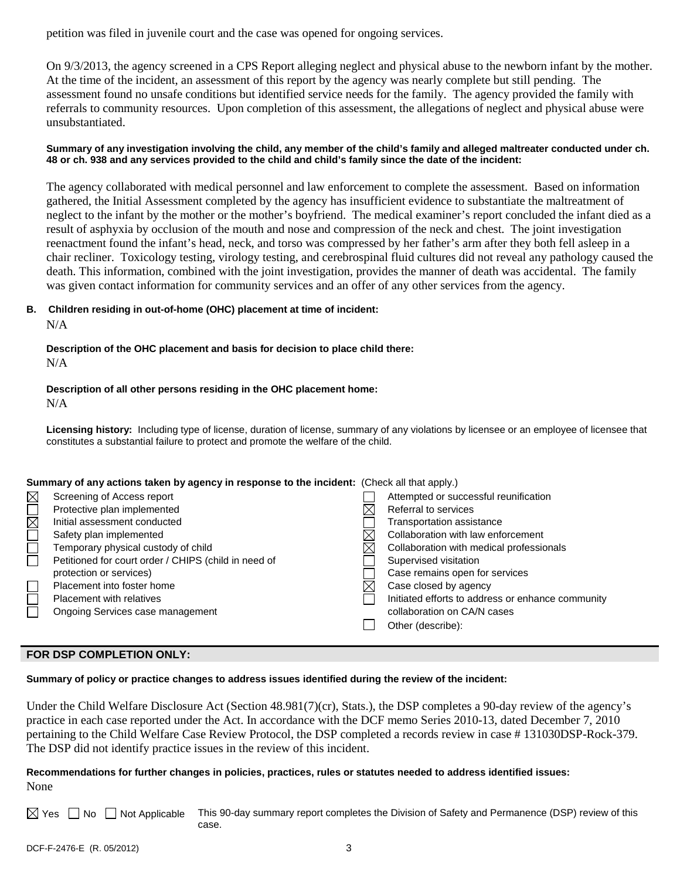petition was filed in juvenile court and the case was opened for ongoing services.

On 9/3/2013, the agency screened in a CPS Report alleging neglect and physical abuse to the newborn infant by the mother. At the time of the incident, an assessment of this report by the agency was nearly complete but still pending. The assessment found no unsafe conditions but identified service needs for the family. The agency provided the family with referrals to community resources. Upon completion of this assessment, the allegations of neglect and physical abuse were unsubstantiated.

**Summary of any investigation involving the child, any member of the child's family and alleged maltreater conducted under ch. 48 or ch. 938 and any services provided to the child and child's family since the date of the incident:**

The agency collaborated with medical personnel and law enforcement to complete the assessment. Based on information gathered, the Initial Assessment completed by the agency has insufficient evidence to substantiate the maltreatment of neglect to the infant by the mother or the mother's boyfriend. The medical examiner's report concluded the infant died as a result of asphyxia by occlusion of the mouth and nose and compression of the neck and chest. The joint investigation reenactment found the infant's head, neck, and torso was compressed by her father's arm after they both fell asleep in a chair recliner. Toxicology testing, virology testing, and cerebrospinal fluid cultures did not reveal any pathology caused the death. This information, combined with the joint investigation, provides the manner of death was accidental. The family was given contact information for community services and an offer of any other services from the agency.

**B. Children residing in out-of-home (OHC) placement at time of incident:**

N/A

**Description of the OHC placement and basis for decision to place child there:**

N/A

**Description of all other persons residing in the OHC placement home:**

N/A

**Licensing history:** Including type of license, duration of license, summary of any violations by licensee or an employee of licensee that constitutes a substantial failure to protect and promote the welfare of the child.

**Summary of any actions taken by agency in response to the incident:** (Check all that apply.)

- ☒ Screening of Access report
- ☐ Protective plan implemented
- ☒ Initial assessment conducted
- ☐ Safety plan implemented
- ☐ Temporary physical custody of child
- ☐ Petitioned for court order / CHIPS (child in need of protection or services)
- ☐ Placement into foster home
- ☐ Placement with relatives
- ☐ Ongoing Services case management
- ☐ Attempted or successful reunification
- ☒ Referral to services
- ☐ Transportation assistance
- ☒ Collaboration with law enforcement
- ☒ Collaboration with medical professionals
- ☐ Supervised visitation
- ☐ Case remains open for services
- ☒ Case closed by agency
- ☐ Initiated efforts to address or enhance community collaboration on CA/N cases
- ☐ Other (describe):

## FOR DSP COMPLETION ONLY:

**Summary of policy or practice changes to address issues identified during the review of the incident:**

Under the Child Welfare Disclosure Act (Section 48.981(7)(cr), Stats.), the DSP completes a 90-day review of the agency's practice in each case reported under the Act. In accordance with the DCF memo Series 2010-13, dated December 7, 2010 pertaining to the Child Welfare Case Review Protocol, the DSP completed a records review in case # 131030DSP-Rock-379. The DSP did not identify practice issues in the review of this incident.

**Recommendations for further changes in policies, practices, rules or statutes needed to address identified issues:**

None

☒ Yes ☐ No ☐ Not Applicable This 90-day summary report completes the Division of Safety and Permanence (DSP) review of this case.

DCF-F-2476-E (R. 05/2012)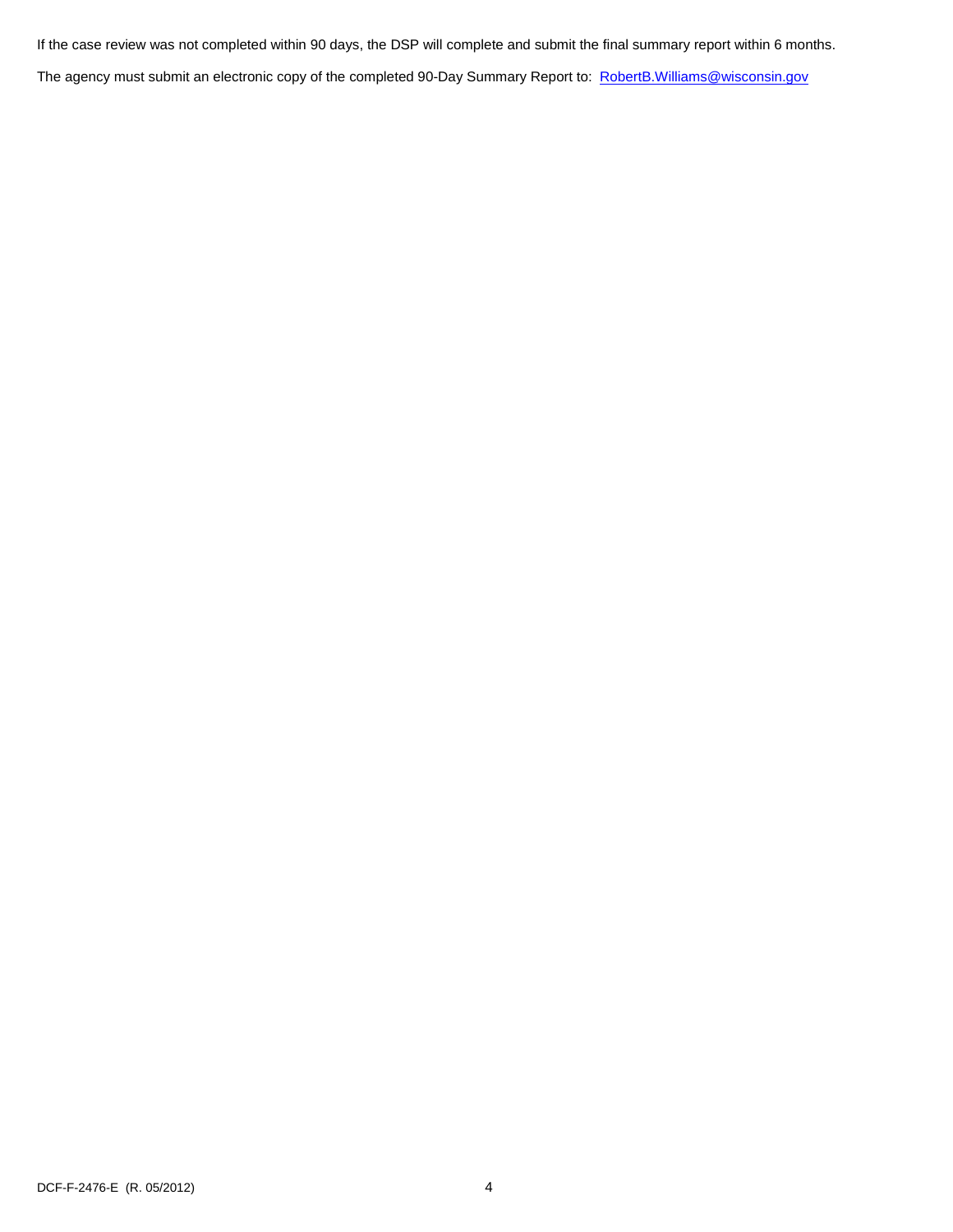If the case review was not completed within 90 days, the DSP will complete and submit the final summary report within 6 months.

The agency must submit an electronic copy of the completed 90-Day Summary Report to: RobertB.Williams@wisconsin.gov